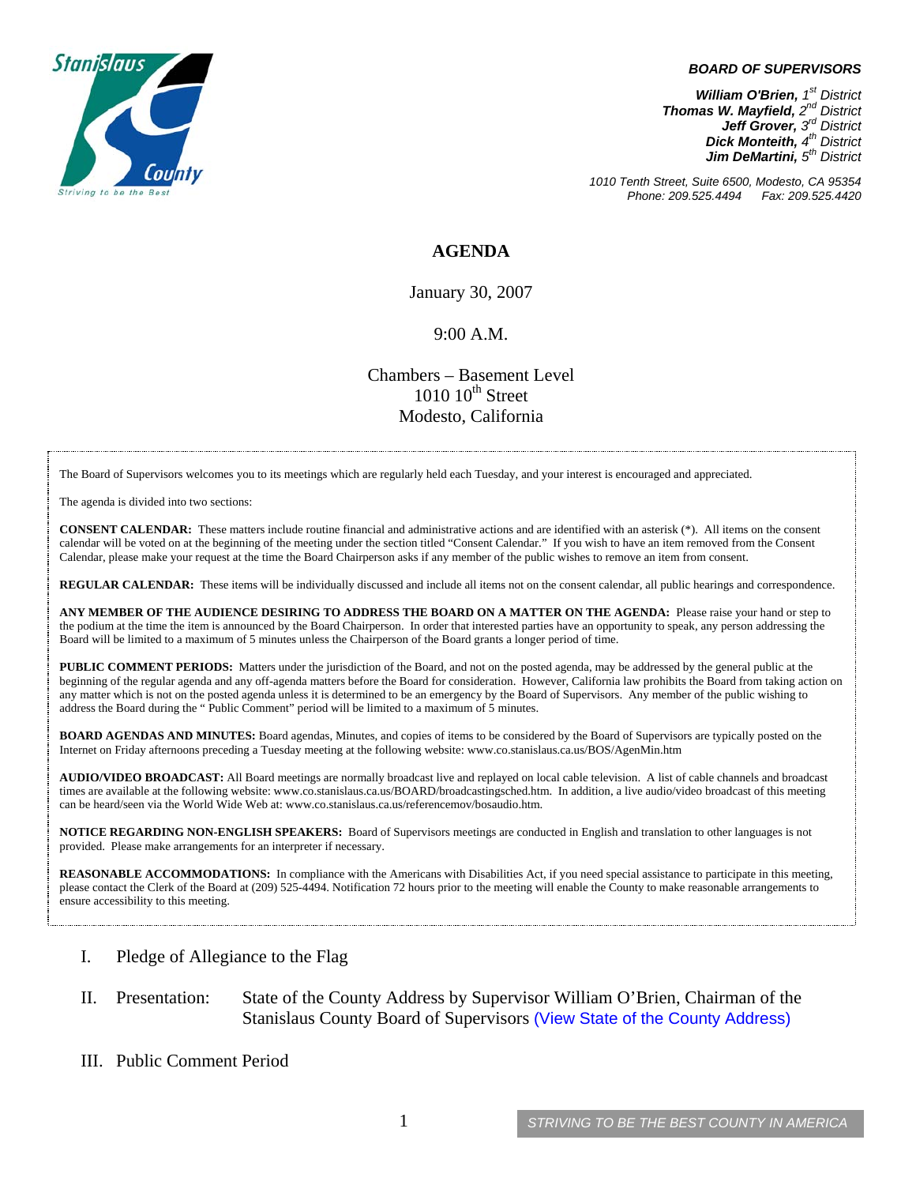Stanislaus County
Striving to be the Best

***BOARD OF SUPERVISORS***

***William O'Brien**, 1st District*
***Thomas W. Mayfield**, 2nd District*
***Jeff Grover**, 3rd District*
***Dick Monteith**, 4th District*
***Jim DeMartini**, 5th District*

*1010 Tenth Street, Suite 6500, Modesto, CA 95354*
*Phone: 209.525.4494 Fax: 209.525.4420*

# AGENDA

January 30, 2007

9:00 A.M.

Chambers – Basement Level
1010 10th Street
Modesto, California

The Board of Supervisors welcomes you to its meetings which are regularly held each Tuesday, and your interest is encouraged and appreciated.

The agenda is divided into two sections:

**CONSENT CALENDAR:** These matters include routine financial and administrative actions and are identified with an asterisk (*). All items on the consent calendar will be voted on at the beginning of the meeting under the section titled "Consent Calendar." If you wish to have an item removed from the Consent Calendar, please make your request at the time the Board Chairperson asks if any member of the public wishes to remove an item from consent.

**REGULAR CALENDAR:** These items will be individually discussed and include all items not on the consent calendar, all public hearings and correspondence.

**ANY MEMBER OF THE AUDIENCE DESIRING TO ADDRESS THE BOARD ON A MATTER ON THE AGENDA:** Please raise your hand or step to the podium at the time the item is announced by the Board Chairperson. In order that interested parties have an opportunity to speak, any person addressing the Board will be limited to a maximum of 5 minutes unless the Chairperson of the Board grants a longer period of time.

**PUBLIC COMMENT PERIODS:** Matters under the jurisdiction of the Board, and not on the posted agenda, may be addressed by the general public at the beginning of the regular agenda and any off-agenda matters before the Board for consideration. However, California law prohibits the Board from taking action on any matter which is not on the posted agenda unless it is determined to be an emergency by the Board of Supervisors. Any member of the public wishing to address the Board during the " Public Comment" period will be limited to a maximum of 5 minutes.

**BOARD AGENDAS AND MINUTES:** Board agendas, Minutes, and copies of items to be considered by the Board of Supervisors are typically posted on the Internet on Friday afternoons preceding a Tuesday meeting at the following website: www.co.stanislaus.ca.us/BOS/AgenMin.htm

**AUDIO/VIDEO BROADCAST:** All Board meetings are normally broadcast live and replayed on local cable television. A list of cable channels and broadcast times are available at the following website: www.co.stanislaus.ca.us/BOARD/broadcastingsched.htm. In addition, a live audio/video broadcast of this meeting can be heard/seen via the World Wide Web at: www.co.stanislaus.ca.us/referencemov/bosaudio.htm.

**NOTICE REGARDING NON-ENGLISH SPEAKERS:** Board of Supervisors meetings are conducted in English and translation to other languages is not provided. Please make arrangements for an interpreter if necessary.

**REASONABLE ACCOMMODATIONS:** In compliance with the Americans with Disabilities Act, if you need special assistance to participate in this meeting, please contact the Clerk of the Board at (209) 525-4494. Notification 72 hours prior to the meeting will enable the County to make reasonable arrangements to ensure accessibility to this meeting.

I. Pledge of Allegiance to the Flag

II. Presentation: State of the County Address by Supervisor William O'Brien, Chairman of the Stanislaus County Board of Supervisors (View State of the County Address)

III. Public Comment Period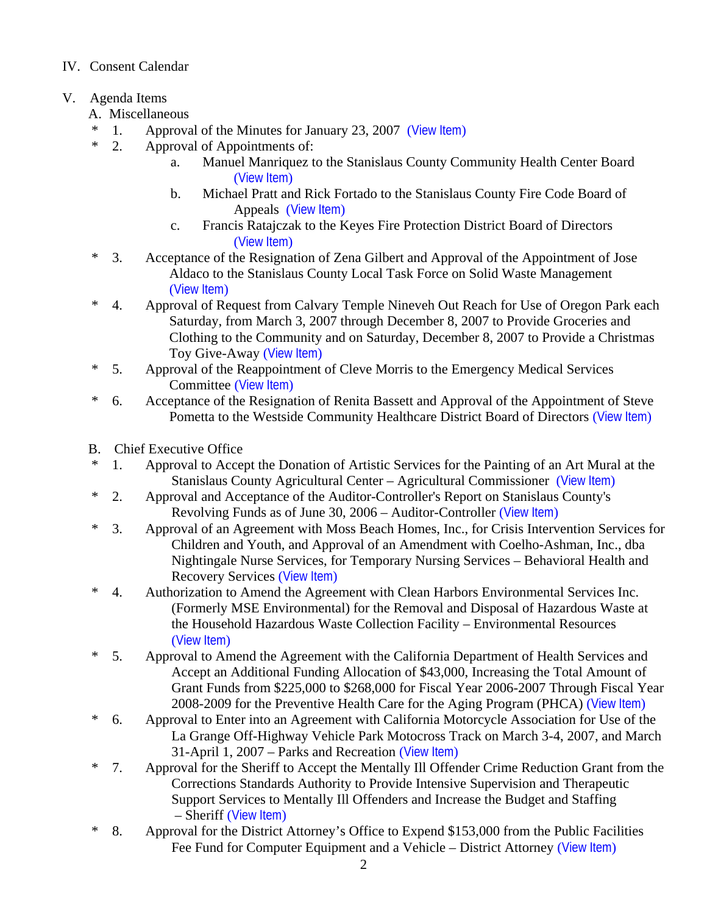IV. Consent Calendar

V. Agenda Items

A. Miscellaneous

\* 1. Approval of the Minutes for January 23, 2007 (View Item)

\* 2. Approval of Appointments of:

a. Manuel Manriquez to the Stanislaus County Community Health Center Board (View Item)

b. Michael Pratt and Rick Fortado to the Stanislaus County Fire Code Board of Appeals (View Item)

c. Francis Ratajczak to the Keyes Fire Protection District Board of Directors (View Item)

\* 3. Acceptance of the Resignation of Zena Gilbert and Approval of the Appointment of Jose Aldaco to the Stanislaus County Local Task Force on Solid Waste Management (View Item)

\* 4. Approval of Request from Calvary Temple Nineveh Out Reach for Use of Oregon Park each Saturday, from March 3, 2007 through December 8, 2007 to Provide Groceries and Clothing to the Community and on Saturday, December 8, 2007 to Provide a Christmas Toy Give-Away (View Item)

\* 5. Approval of the Reappointment of Cleve Morris to the Emergency Medical Services Committee (View Item)

\* 6. Acceptance of the Resignation of Renita Bassett and Approval of the Appointment of Steve Pometta to the Westside Community Healthcare District Board of Directors (View Item)

B. Chief Executive Office

\* 1. Approval to Accept the Donation of Artistic Services for the Painting of an Art Mural at the Stanislaus County Agricultural Center – Agricultural Commissioner (View Item)

\* 2. Approval and Acceptance of the Auditor-Controller's Report on Stanislaus County's Revolving Funds as of June 30, 2006 – Auditor-Controller (View Item)

\* 3. Approval of an Agreement with Moss Beach Homes, Inc., for Crisis Intervention Services for Children and Youth, and Approval of an Amendment with Coelho-Ashman, Inc., dba Nightingale Nurse Services, for Temporary Nursing Services – Behavioral Health and Recovery Services (View Item)

\* 4. Authorization to Amend the Agreement with Clean Harbors Environmental Services Inc. (Formerly MSE Environmental) for the Removal and Disposal of Hazardous Waste at the Household Hazardous Waste Collection Facility – Environmental Resources (View Item)

\* 5. Approval to Amend the Agreement with the California Department of Health Services and Accept an Additional Funding Allocation of $43,000, Increasing the Total Amount of Grant Funds from $225,000 to $268,000 for Fiscal Year 2006-2007 Through Fiscal Year 2008-2009 for the Preventive Health Care for the Aging Program (PHCA) (View Item)

\* 6. Approval to Enter into an Agreement with California Motorcycle Association for Use of the La Grange Off-Highway Vehicle Park Motocross Track on March 3-4, 2007, and March 31-April 1, 2007 – Parks and Recreation (View Item)

\* 7. Approval for the Sheriff to Accept the Mentally Ill Offender Crime Reduction Grant from the Corrections Standards Authority to Provide Intensive Supervision and Therapeutic Support Services to Mentally Ill Offenders and Increase the Budget and Staffing – Sheriff (View Item)

\* 8. Approval for the District Attorney's Office to Expend $153,000 from the Public Facilities Fee Fund for Computer Equipment and a Vehicle – District Attorney (View Item)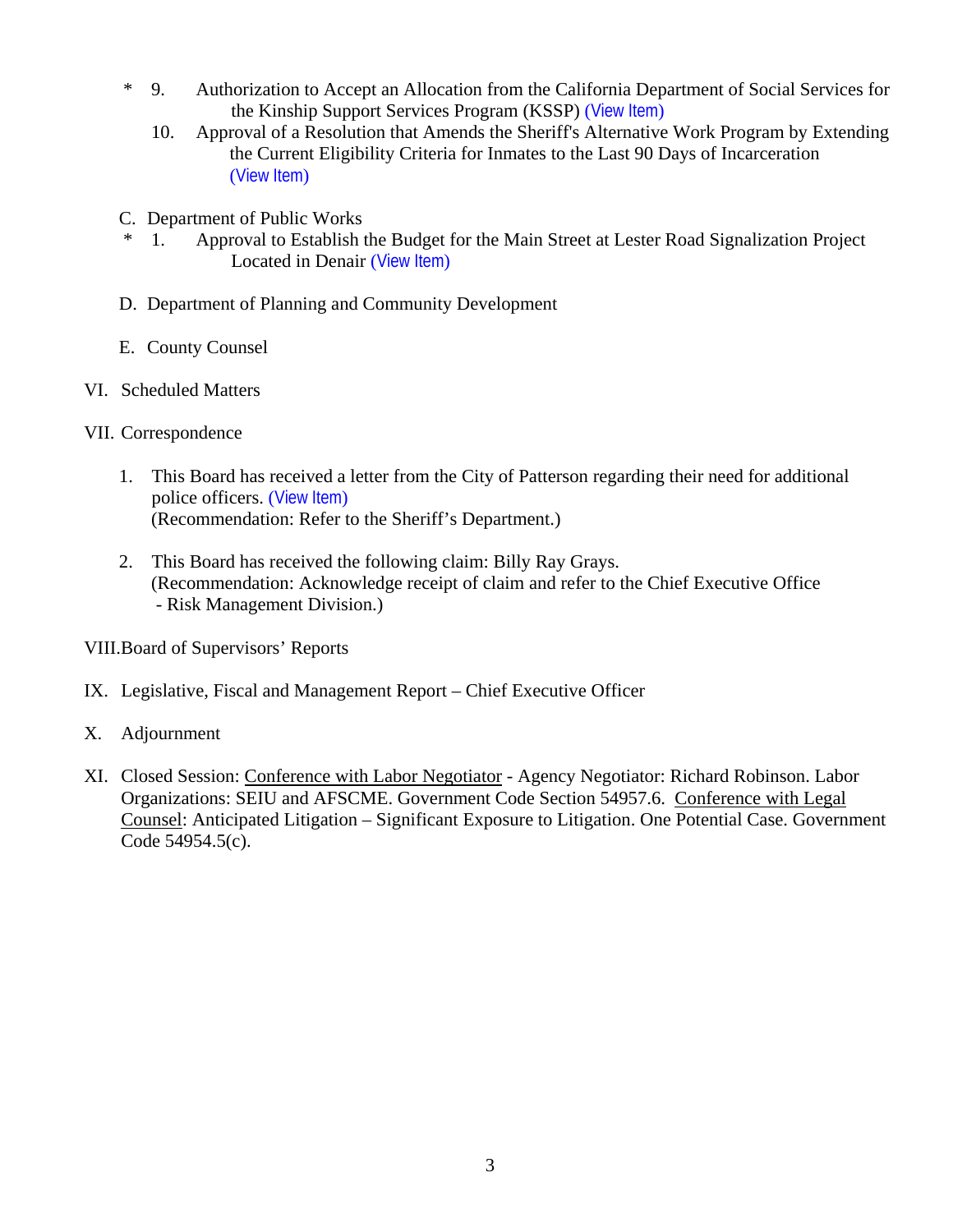\* 9. Authorization to Accept an Allocation from the California Department of Social Services for the Kinship Support Services Program (KSSP) (View Item)

10. Approval of a Resolution that Amends the Sheriff's Alternative Work Program by Extending the Current Eligibility Criteria for Inmates to the Last 90 Days of Incarceration (View Item)

C. Department of Public Works

\* 1. Approval to Establish the Budget for the Main Street at Lester Road Signalization Project Located in Denair (View Item)

D. Department of Planning and Community Development

E. County Counsel

VI. Scheduled Matters

VII. Correspondence

1. This Board has received a letter from the City of Patterson regarding their need for additional police officers. (View Item)
   (Recommendation: Refer to the Sheriff's Department.)

2. This Board has received the following claim: Billy Ray Grays.
   (Recommendation: Acknowledge receipt of claim and refer to the Chief Executive Office - Risk Management Division.)

VIII. Board of Supervisors' Reports

IX. Legislative, Fiscal and Management Report – Chief Executive Officer

X. Adjournment

XI. Closed Session: <u>Conference with Labor Negotiator</u> - Agency Negotiator: Richard Robinson. Labor Organizations: SEIU and AFSCME. Government Code Section 54957.6. <u>Conference with Legal Counsel</u>: Anticipated Litigation – Significant Exposure to Litigation. One Potential Case. Government Code 54954.5(c).